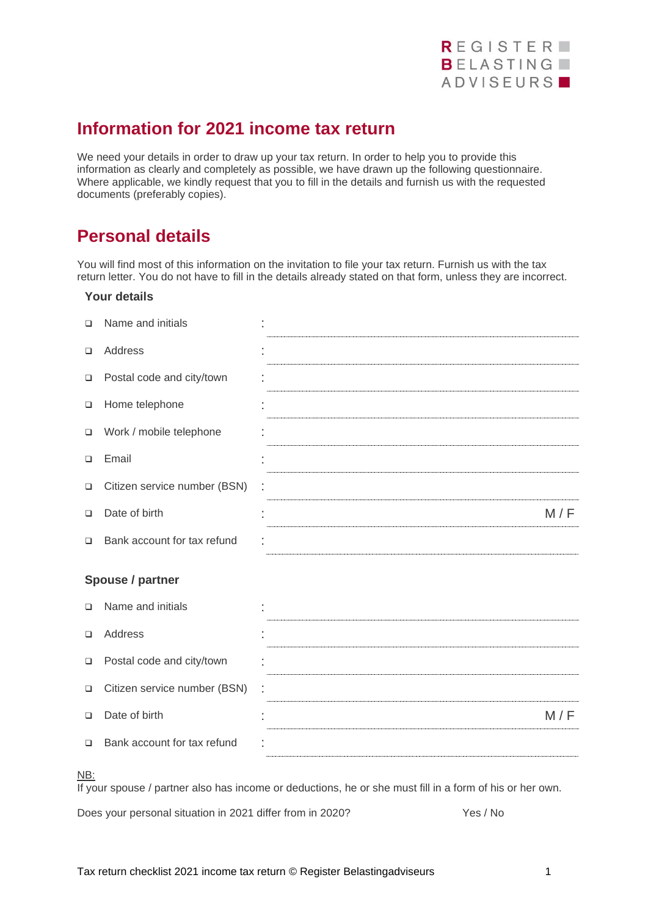REGISTER
BELASTING
ADVISEURS

# Information for 2021 income tax return

We need your details in order to draw up your tax return. In order to help you to provide this information as clearly and completely as possible, we have drawn up the following questionnaire. Where applicable, we kindly request that you to fill in the details and furnish us with the requested documents (preferably copies).

# Personal details

You will find most of this information on the invitation to file your tax return. Furnish us with the tax return letter. You do not have to fill in the details already stated on that form, unless they are incorrect.

### Your details

- ❑ Name and initials : ............................................................
- ❑ Address : ............................................................
- ❑ Postal code and city/town : ............................................................
- ❑ Home telephone : ............................................................
- ❑ Work / mobile telephone : ............................................................
- ❑ Email : ............................................................
- ❑ Citizen service number (BSN) : ............................................................
- ❑ Date of birth : ............................................................ M / F
- ❑ Bank account for tax refund : ............................................................

### Spouse / partner

- ❑ Name and initials : ............................................................
- ❑ Address : ............................................................
- ❑ Postal code and city/town : ............................................................
- ❑ Citizen service number (BSN) : ............................................................
- ❑ Date of birth : ............................................................ M / F
- ❑ Bank account for tax refund : ............................................................

NB:
If your spouse / partner also has income or deductions, he or she must fill in a form of his or her own.

Does your personal situation in 2021 differ from in 2020? Yes / No

Tax return checklist 2021 income tax return © Register Belastingadviseurs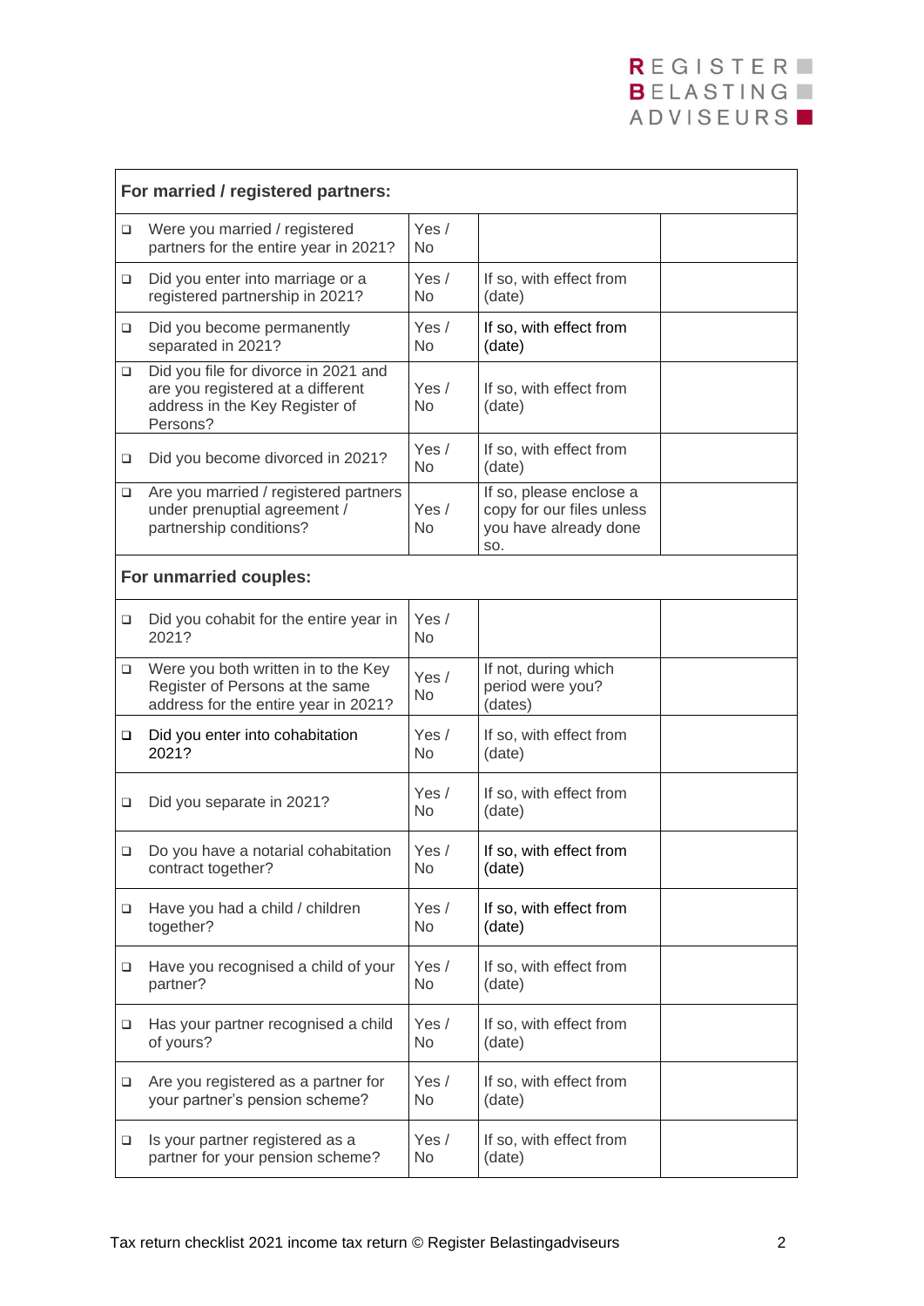| For married / registered partners: | | | |
|---|---|---|---|
| ❑ Were you married / registered partners for the entire year in 2021? | Yes / No | | |
| ❑ Did you enter into marriage or a registered partnership in 2021? | Yes / No | If so, with effect from (date) | |
| ❑ Did you become permanently separated in 2021? | Yes / No | If so, with effect from (date) | |
| ❑ Did you file for divorce in 2021 and are you registered at a different address in the Key Register of Persons? | Yes / No | If so, with effect from (date) | |
| ❑ Did you become divorced in 2021? | Yes / No | If so, with effect from (date) | |
| ❑ Are you married / registered partners under prenuptial agreement / partnership conditions? | Yes / No | If so, please enclose a copy for our files unless you have already done so. | |
| **For unmarried couples:** | | | |
| ❑ Did you cohabit for the entire year in 2021? | Yes / No | | |
| ❑ Were you both written in to the Key Register of Persons at the same address for the entire year in 2021? | Yes / No | If not, during which period were you? (dates) | |
| ❑ Did you enter into cohabitation 2021? | Yes / No | If so, with effect from (date) | |
| ❑ Did you separate in 2021? | Yes / No | If so, with effect from (date) | |
| ❑ Do you have a notarial cohabitation contract together? | Yes / No | If so, with effect from (date) | |
| ❑ Have you had a child / children together? | Yes / No | If so, with effect from (date) | |
| ❑ Have you recognised a child of your partner? | Yes / No | If so, with effect from (date) | |
| ❑ Has your partner recognised a child of yours? | Yes / No | If so, with effect from (date) | |
| ❑ Are you registered as a partner for your partner's pension scheme? | Yes / No | If so, with effect from (date) | |
| ❑ Is your partner registered as a partner for your pension scheme? | Yes / No | If so, with effect from (date) | |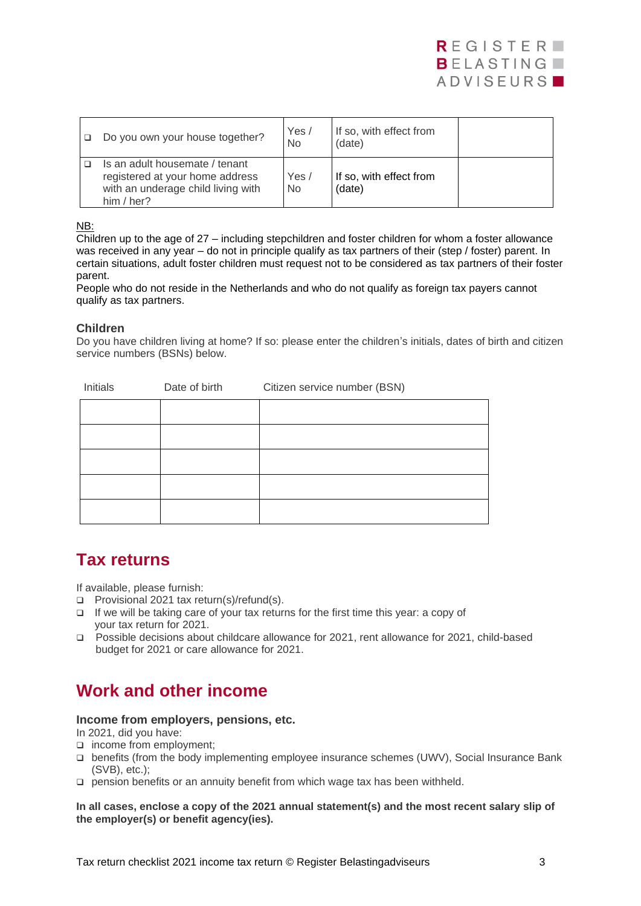| ❑ Do you own your house together? | Yes / No | If so, with effect from (date) | |
|---|---|---|---|
| ❑ Is an adult housemate / tenant registered at your home address with an underage child living with him / her? | Yes / No | If so, with effect from (date) | |

NB:
Children up to the age of 27 – including stepchildren and foster children for whom a foster allowance was received in any year – do not in principle qualify as tax partners of their (step / foster) parent. In certain situations, adult foster children must request not to be considered as tax partners of their foster parent.
People who do not reside in the Netherlands and who do not qualify as foreign tax payers cannot qualify as tax partners.

### Children

Do you have children living at home? If so: please enter the children's initials, dates of birth and citizen service numbers (BSNs) below.

| Initials | Date of birth | Citizen service number (BSN) |
|---|---|---|
| | | |
| | | |
| | | |
| | | |
| | | |

## Tax returns

If available, please furnish:

- ❑ Provisional 2021 tax return(s)/refund(s).
- ❑ If we will be taking care of your tax returns for the first time this year: a copy of your tax return for 2021.
- ❑ Possible decisions about childcare allowance for 2021, rent allowance for 2021, child-based budget for 2021 or care allowance for 2021.

## Work and other income

### Income from employers, pensions, etc.

In 2021, did you have:

- ❑ income from employment;
- ❑ benefits (from the body implementing employee insurance schemes (UWV), Social Insurance Bank (SVB), etc.);
- ❑ pension benefits or an annuity benefit from which wage tax has been withheld.

**In all cases, enclose a copy of the 2021 annual statement(s) and the most recent salary slip of the employer(s) or benefit agency(ies).**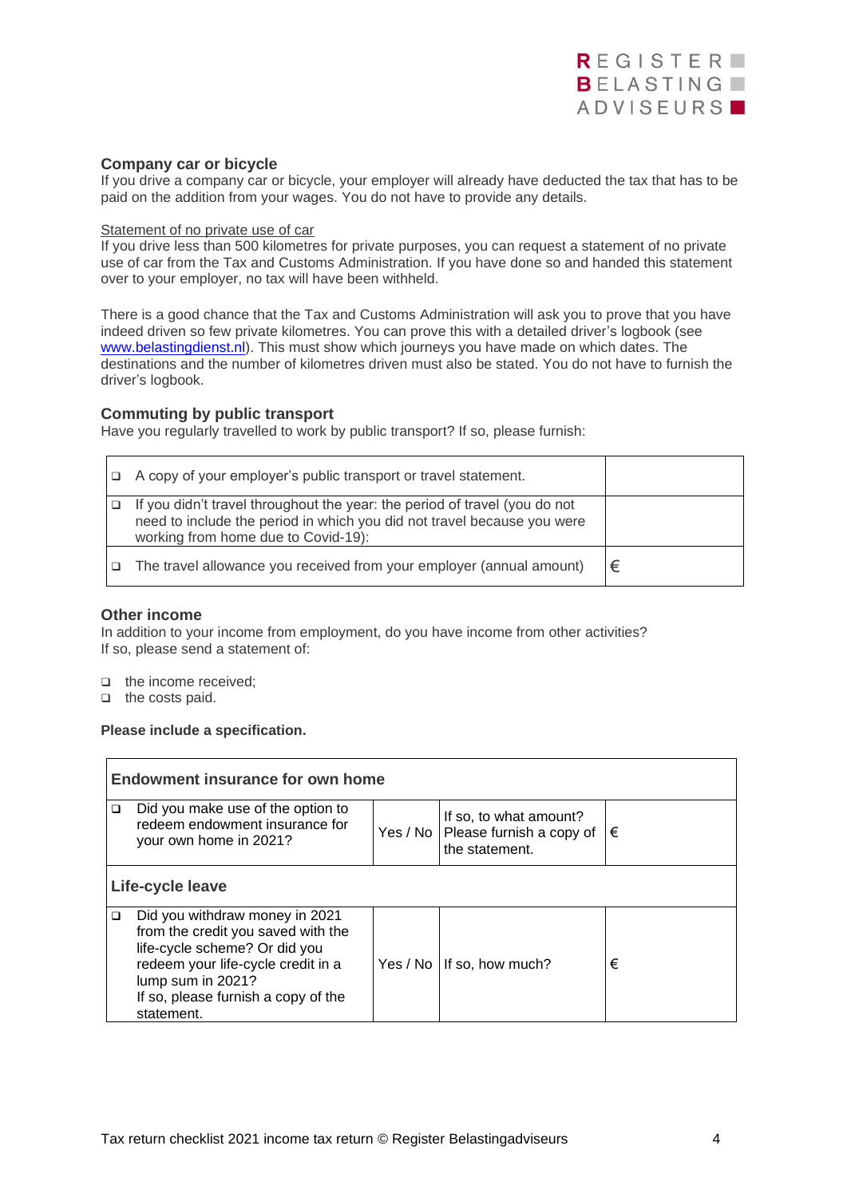### Company car or bicycle

If you drive a company car or bicycle, your employer will already have deducted the tax that has to be paid on the addition from your wages. You do not have to provide any details.

Statement of no private use of car

If you drive less than 500 kilometres for private purposes, you can request a statement of no private use of car from the Tax and Customs Administration. If you have done so and handed this statement over to your employer, no tax will have been withheld.

There is a good chance that the Tax and Customs Administration will ask you to prove that you have indeed driven so few private kilometres. You can prove this with a detailed driver's logbook (see www.belastingdienst.nl). This must show which journeys you have made on which dates. The destinations and the number of kilometres driven must also be stated. You do not have to furnish the driver's logbook.

### Commuting by public transport

Have you regularly travelled to work by public transport? If so, please furnish:

| | |
|---|---|
| ❑ A copy of your employer's public transport or travel statement. | |
| ❑ If you didn't travel throughout the year: the period of travel (you do not need to include the period in which you did not travel because you were working from home due to Covid-19): | |
| ❑ The travel allowance you received from your employer (annual amount) | € |

### Other income

In addition to your income from employment, do you have income from other activities?
If so, please send a statement of:

- ❑ the income received;
- ❑ the costs paid.

**Please include a specification.**

| **Endowment insurance for own home** | | | |
|---|---|---|---|
| ❑ Did you make use of the option to redeem endowment insurance for your own home in 2021? | Yes / No | If so, to what amount? Please furnish a copy of the statement. | € |
| **Life-cycle leave** | | | |
| ❑ Did you withdraw money in 2021 from the credit you saved with the life-cycle scheme? Or did you redeem your life-cycle credit in a lump sum in 2021? If so, please furnish a copy of the statement. | Yes / No | If so, how much? | € |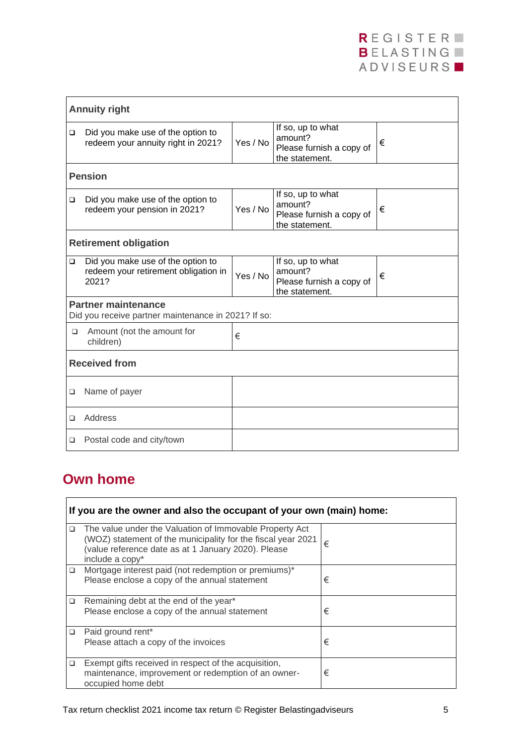| Annuity right | | | |
|---|---|---|---|
| ❑ Did you make use of the option to redeem your annuity right in 2021? | Yes / No | If so, up to what amount? Please furnish a copy of the statement. | € |
| **Pension** | | | |
| ❑ Did you make use of the option to redeem your pension in 2021? | Yes / No | If so, up to what amount? Please furnish a copy of the statement. | € |
| **Retirement obligation** | | | |
| ❑ Did you make use of the option to redeem your retirement obligation in 2021? | Yes / No | If so, up to what amount? Please furnish a copy of the statement. | € |
| **Partner maintenance** Did you receive partner maintenance in 2021? If so: | | | |
| ❑ Amount (not the amount for children) | € | | |
| **Received from** | | | |
| ❑ Name of payer | | | |
| ❑ Address | | | |
| ❑ Postal code and city/town | | | |

## Own home

| If you are the owner and also the occupant of your own (main) home: | |
|---|---|
| ❑ The value under the Valuation of Immovable Property Act (WOZ) statement of the municipality for the fiscal year 2021 (value reference date as at 1 January 2020). Please include a copy* | € |
| ❑ Mortgage interest paid (not redemption or premiums)* Please enclose a copy of the annual statement | € |
| ❑ Remaining debt at the end of the year* Please enclose a copy of the annual statement | € |
| ❑ Paid ground rent* Please attach a copy of the invoices | € |
| ❑ Exempt gifts received in respect of the acquisition, maintenance, improvement or redemption of an owner-occupied home debt | € |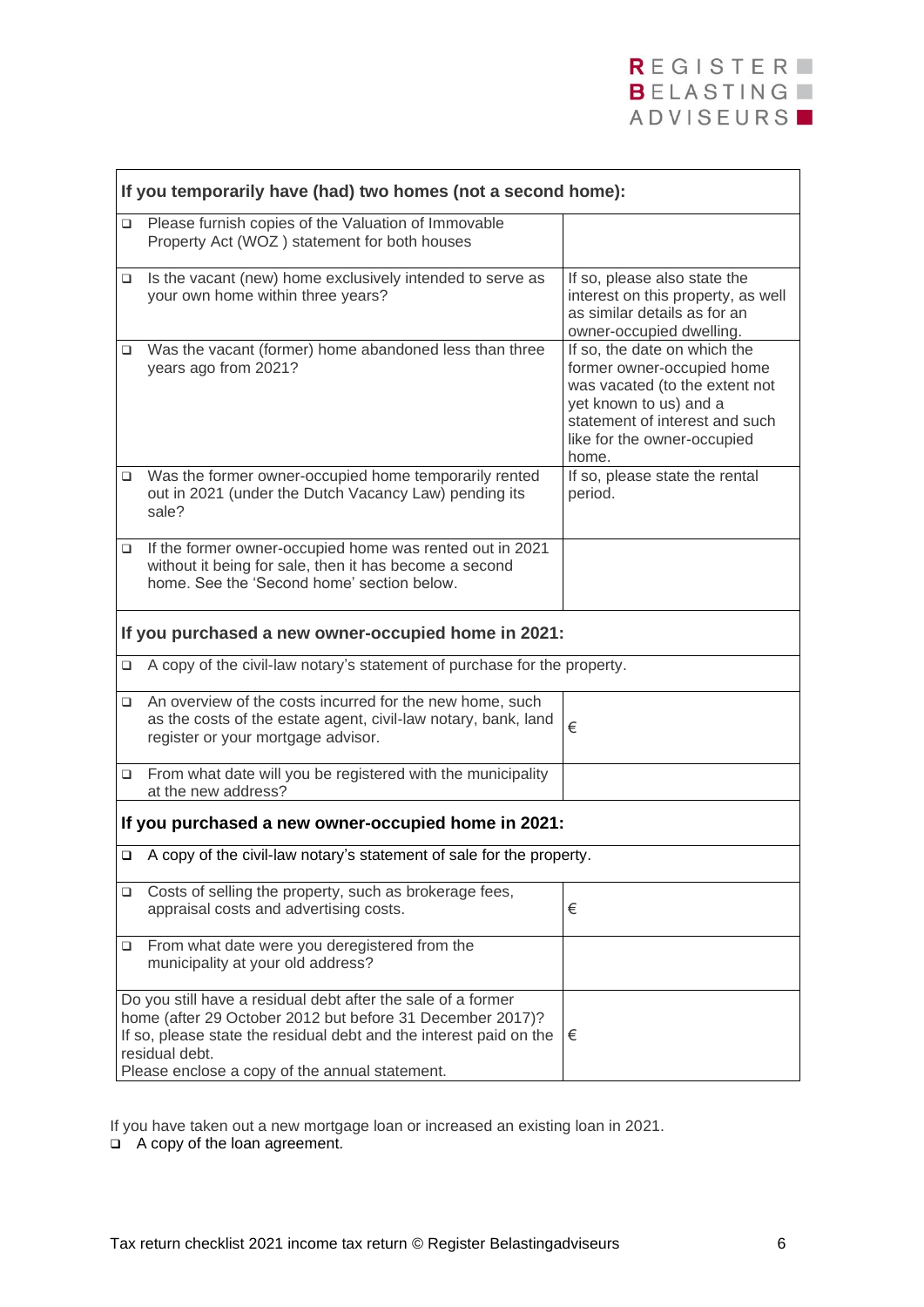| If you temporarily have (had) two homes (not a second home): | |
|---|---|
| ❑ Please furnish copies of the Valuation of Immovable Property Act (WOZ ) statement for both houses | |
| ❑ Is the vacant (new) home exclusively intended to serve as your own home within three years? | If so, please also state the interest on this property, as well as similar details as for an owner-occupied dwelling. |
| ❑ Was the vacant (former) home abandoned less than three years ago from 2021? | If so, the date on which the former owner-occupied home was vacated (to the extent not yet known to us) and a statement of interest and such like for the owner-occupied home. |
| ❑ Was the former owner-occupied home temporarily rented out in 2021 (under the Dutch Vacancy Law) pending its sale? | If so, please state the rental period. |
| ❑ If the former owner-occupied home was rented out in 2021 without it being for sale, then it has become a second home. See the 'Second home' section below. | |
| **If you purchased a new owner-occupied home in 2021:** | |
| ❑ A copy of the civil-law notary's statement of purchase for the property. | |
| ❑ An overview of the costs incurred for the new home, such as the costs of the estate agent, civil-law notary, bank, land register or your mortgage advisor. | € |
| ❑ From what date will you be registered with the municipality at the new address? | |
| **If you purchased a new owner-occupied home in 2021:** | |
| ❑ A copy of the civil-law notary's statement of sale for the property. | |
| ❑ Costs of selling the property, such as brokerage fees, appraisal costs and advertising costs. | € |
| ❑ From what date were you deregistered from the municipality at your old address? | |
| Do you still have a residual debt after the sale of a former home (after 29 October 2012 but before 31 December 2017)? If so, please state the residual debt and the interest paid on the residual debt. Please enclose a copy of the annual statement. | € |

If you have taken out a new mortgage loan or increased an existing loan in 2021.

- ❑ A copy of the loan agreement.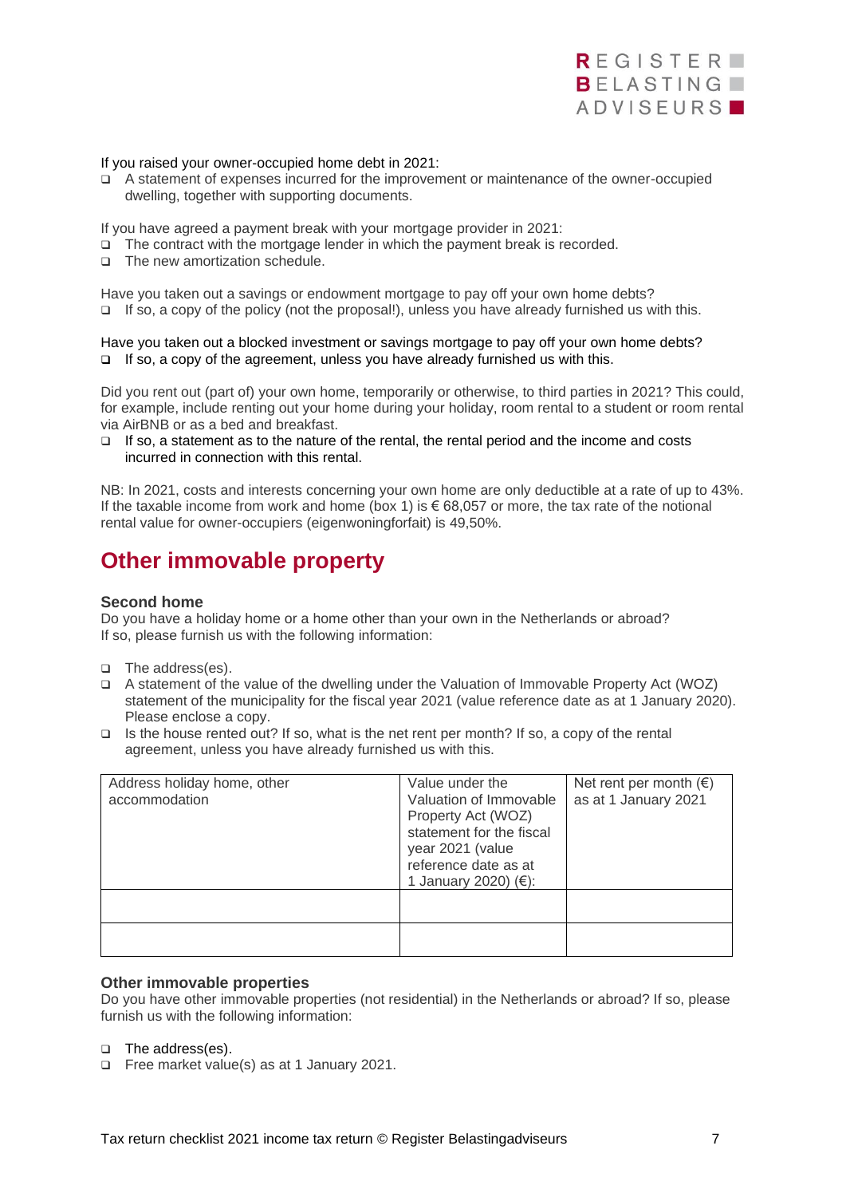If you raised your owner-occupied home debt in 2021:

- ❑ A statement of expenses incurred for the improvement or maintenance of the owner-occupied dwelling, together with supporting documents.

If you have agreed a payment break with your mortgage provider in 2021:

- ❑ The contract with the mortgage lender in which the payment break is recorded.
- ❑ The new amortization schedule.

Have you taken out a savings or endowment mortgage to pay off your own home debts?

- ❑ If so, a copy of the policy (not the proposal!), unless you have already furnished us with this.

Have you taken out a blocked investment or savings mortgage to pay off your own home debts?

- ❑ If so, a copy of the agreement, unless you have already furnished us with this.

Did you rent out (part of) your own home, temporarily or otherwise, to third parties in 2021? This could, for example, include renting out your home during your holiday, room rental to a student or room rental via AirBNB or as a bed and breakfast.

- ❑ If so, a statement as to the nature of the rental, the rental period and the income and costs incurred in connection with this rental.

NB: In 2021, costs and interests concerning your own home are only deductible at a rate of up to 43%. If the taxable income from work and home (box 1) is € 68,057 or more, the tax rate of the notional rental value for owner-occupiers (eigenwoningforfait) is 49,50%.

## Other immovable property

### Second home

Do you have a holiday home or a home other than your own in the Netherlands or abroad? If so, please furnish us with the following information:

- ❑ The address(es).
- ❑ A statement of the value of the dwelling under the Valuation of Immovable Property Act (WOZ) statement of the municipality for the fiscal year 2021 (value reference date as at 1 January 2020). Please enclose a copy.
- ❑ Is the house rented out? If so, what is the net rent per month? If so, a copy of the rental agreement, unless you have already furnished us with this.

| Address holiday home, other accommodation | Value under the Valuation of Immovable Property Act (WOZ) statement for the fiscal year 2021 (value reference date as at 1 January 2020) (€): | Net rent per month (€) as at 1 January 2021 |
| --- | --- | --- |
| | | |
| | | |

### Other immovable properties

Do you have other immovable properties (not residential) in the Netherlands or abroad? If so, please furnish us with the following information:

- ❑ The address(es).
- ❑ Free market value(s) as at 1 January 2021.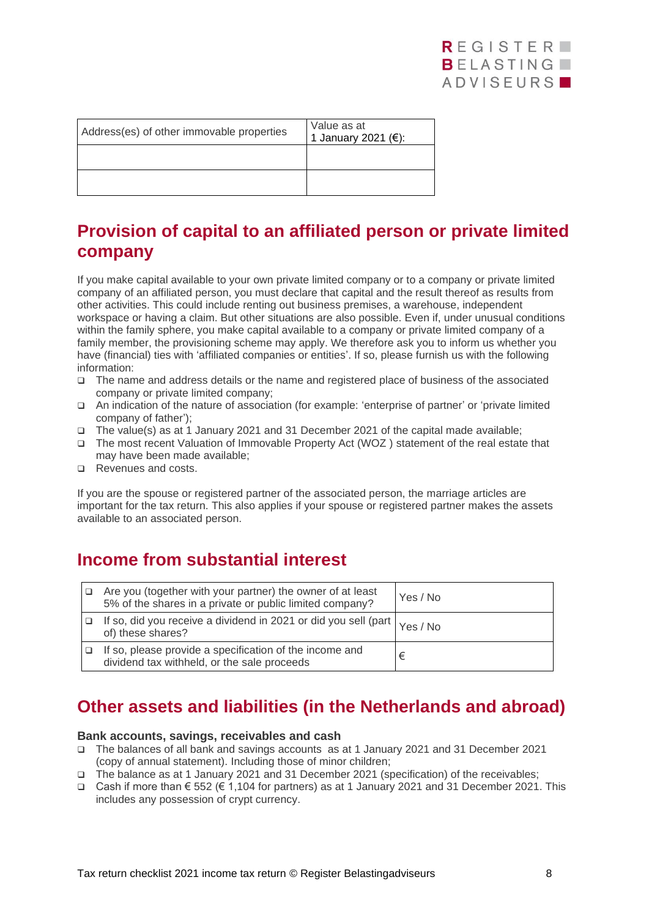| Address(es) of other immovable properties | Value as at 1 January 2021 (€): |
|---|---|
| | |
| | |

## Provision of capital to an affiliated person or private limited company

If you make capital available to your own private limited company or to a company or private limited company of an affiliated person, you must declare that capital and the result thereof as results from other activities. This could include renting out business premises, a warehouse, independent workspace or having a claim. But other situations are also possible. Even if, under unusual conditions within the family sphere, you make capital available to a company or private limited company of a family member, the provisioning scheme may apply. We therefore ask you to inform us whether you have (financial) ties with 'affiliated companies or entities'. If so, please furnish us with the following information:

- The name and address details or the name and registered place of business of the associated company or private limited company;
- An indication of the nature of association (for example: 'enterprise of partner' or 'private limited company of father');
- The value(s) as at 1 January 2021 and 31 December 2021 of the capital made available;
- The most recent Valuation of Immovable Property Act (WOZ ) statement of the real estate that may have been made available;
- Revenues and costs.

If you are the spouse or registered partner of the associated person, the marriage articles are important for the tax return. This also applies if your spouse or registered partner makes the assets available to an associated person.

## Income from substantial interest

| | |
|---|---|
| ❑ Are you (together with your partner) the owner of at least 5% of the shares in a private or public limited company? | Yes / No |
| ❑ If so, did you receive a dividend in 2021 or did you sell (part of) these shares? | Yes / No |
| ❑ If so, please provide a specification of the income and dividend tax withheld, or the sale proceeds | € |

## Other assets and liabilities (in the Netherlands and abroad)

**Bank accounts, savings, receivables and cash**

- The balances of all bank and savings accounts as at 1 January 2021 and 31 December 2021 (copy of annual statement). Including those of minor children;
- The balance as at 1 January 2021 and 31 December 2021 (specification) of the receivables;
- Cash if more than € 552 (€ 1,104 for partners) as at 1 January 2021 and 31 December 2021. This includes any possession of crypt currency.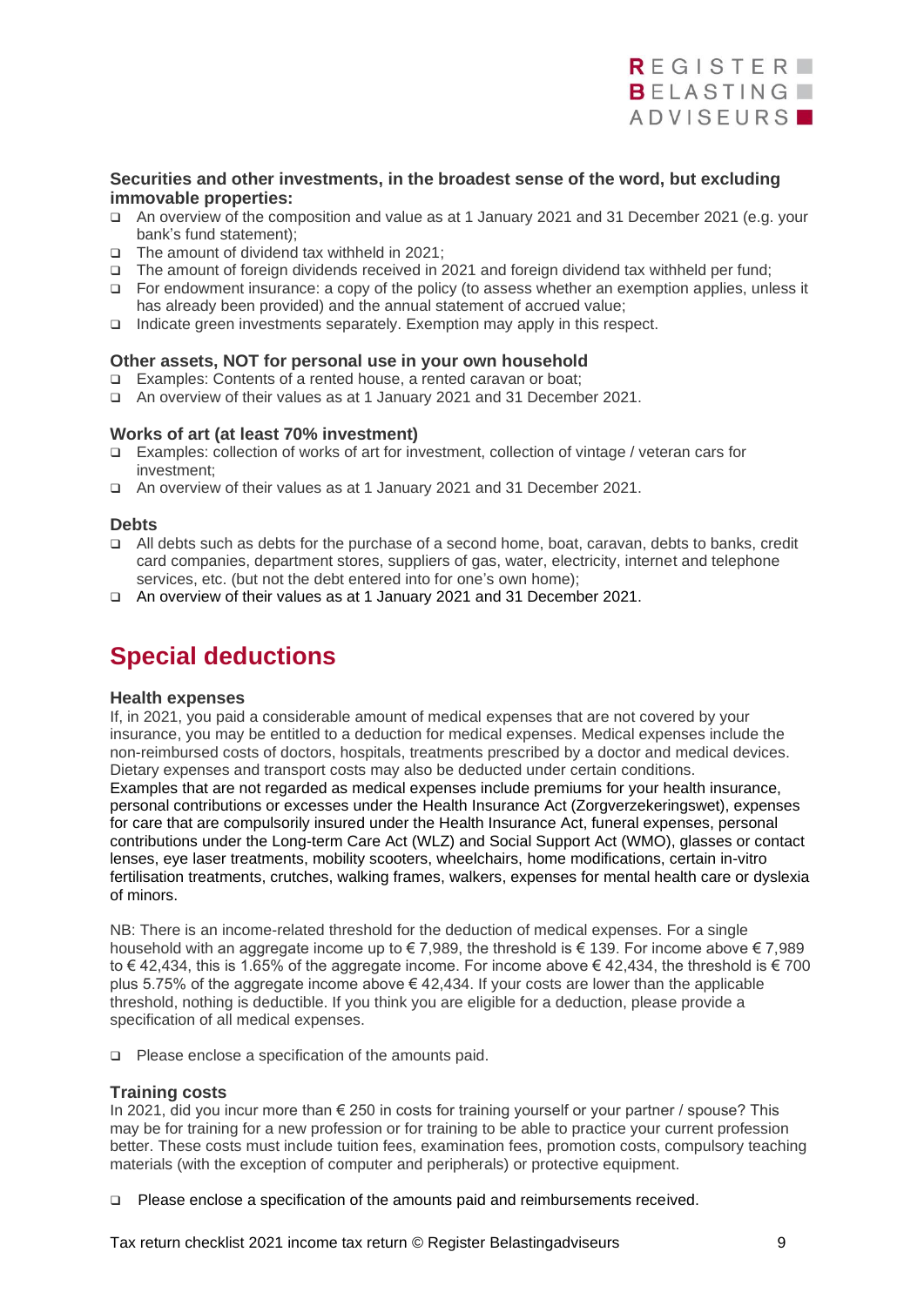### Securities and other investments, in the broadest sense of the word, but excluding immovable properties:

- ❑ An overview of the composition and value as at 1 January 2021 and 31 December 2021 (e.g. your bank's fund statement);
- ❑ The amount of dividend tax withheld in 2021;
- ❑ The amount of foreign dividends received in 2021 and foreign dividend tax withheld per fund;
- ❑ For endowment insurance: a copy of the policy (to assess whether an exemption applies, unless it has already been provided) and the annual statement of accrued value;
- ❑ Indicate green investments separately. Exemption may apply in this respect.

### Other assets, NOT for personal use in your own household

- ❑ Examples: Contents of a rented house, a rented caravan or boat;
- ❑ An overview of their values as at 1 January 2021 and 31 December 2021.

### Works of art (at least 70% investment)

- ❑ Examples: collection of works of art for investment, collection of vintage / veteran cars for investment;
- ❑ An overview of their values as at 1 January 2021 and 31 December 2021.

### Debts

- ❑ All debts such as debts for the purchase of a second home, boat, caravan, debts to banks, credit card companies, department stores, suppliers of gas, water, electricity, internet and telephone services, etc. (but not the debt entered into for one's own home);
- ❑ An overview of their values as at 1 January 2021 and 31 December 2021.

## Special deductions

### Health expenses

If, in 2021, you paid a considerable amount of medical expenses that are not covered by your insurance, you may be entitled to a deduction for medical expenses. Medical expenses include the non-reimbursed costs of doctors, hospitals, treatments prescribed by a doctor and medical devices. Dietary expenses and transport costs may also be deducted under certain conditions.
Examples that are not regarded as medical expenses include premiums for your health insurance, personal contributions or excesses under the Health Insurance Act (Zorgverzekeringswet), expenses for care that are compulsorily insured under the Health Insurance Act, funeral expenses, personal contributions under the Long-term Care Act (WLZ) and Social Support Act (WMO), glasses or contact lenses, eye laser treatments, mobility scooters, wheelchairs, home modifications, certain in-vitro fertilisation treatments, crutches, walking frames, walkers, expenses for mental health care or dyslexia of minors.

NB: There is an income-related threshold for the deduction of medical expenses. For a single household with an aggregate income up to € 7,989, the threshold is € 139. For income above € 7,989 to € 42,434, this is 1.65% of the aggregate income. For income above € 42,434, the threshold is € 700 plus 5.75% of the aggregate income above € 42,434. If your costs are lower than the applicable threshold, nothing is deductible. If you think you are eligible for a deduction, please provide a specification of all medical expenses.

- ❑ Please enclose a specification of the amounts paid.

### Training costs

In 2021, did you incur more than € 250 in costs for training yourself or your partner / spouse? This may be for training for a new profession or for training to be able to practice your current profession better. These costs must include tuition fees, examination fees, promotion costs, compulsory teaching materials (with the exception of computer and peripherals) or protective equipment.

- ❑ Please enclose a specification of the amounts paid and reimbursements received.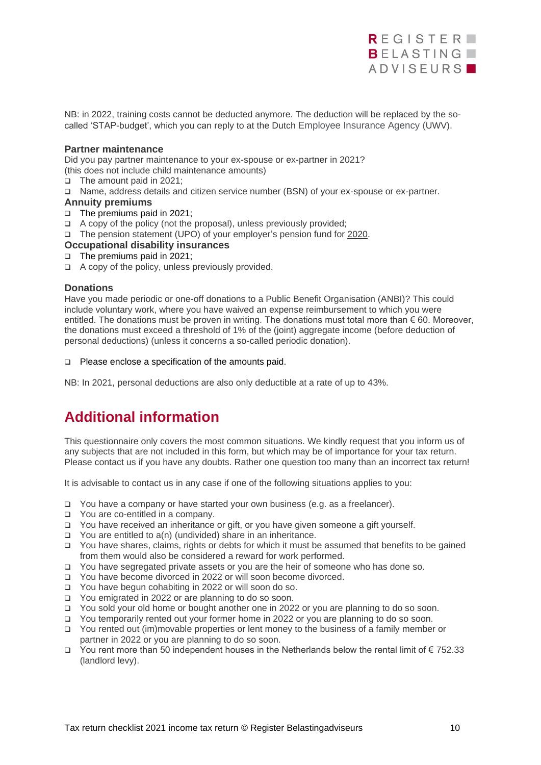NB: in 2022, training costs cannot be deducted anymore. The deduction will be replaced by the so-called 'STAP-budget', which you can reply to at the Dutch Employee Insurance Agency (UWV).

### Partner maintenance

Did you pay partner maintenance to your ex-spouse or ex-partner in 2021?
(this does not include child maintenance amounts)

- ❑ The amount paid in 2021;
- ❑ Name, address details and citizen service number (BSN) of your ex-spouse or ex-partner.

### Annuity premiums

- ❑ The premiums paid in 2021;
- ❑ A copy of the policy (not the proposal), unless previously provided;
- ❑ The pension statement (UPO) of your employer's pension fund for 2020.

### Occupational disability insurances

- ❑ The premiums paid in 2021;
- ❑ A copy of the policy, unless previously provided.

### Donations

Have you made periodic or one-off donations to a Public Benefit Organisation (ANBI)? This could include voluntary work, where you have waived an expense reimbursement to which you were entitled. The donations must be proven in writing. The donations must total more than € 60. Moreover, the donations must exceed a threshold of 1% of the (joint) aggregate income (before deduction of personal deductions) (unless it concerns a so-called periodic donation).

- ❑ Please enclose a specification of the amounts paid.

NB: In 2021, personal deductions are also only deductible at a rate of up to 43%.

## Additional information

This questionnaire only covers the most common situations. We kindly request that you inform us of any subjects that are not included in this form, but which may be of importance for your tax return. Please contact us if you have any doubts. Rather one question too many than an incorrect tax return!

It is advisable to contact us in any case if one of the following situations applies to you:

- ❑ You have a company or have started your own business (e.g. as a freelancer).
- ❑ You are co-entitled in a company.
- ❑ You have received an inheritance or gift, or you have given someone a gift yourself.
- ❑ You are entitled to a(n) (undivided) share in an inheritance.
- ❑ You have shares, claims, rights or debts for which it must be assumed that benefits to be gained from them would also be considered a reward for work performed.
- ❑ You have segregated private assets or you are the heir of someone who has done so.
- ❑ You have become divorced in 2022 or will soon become divorced.
- ❑ You have begun cohabiting in 2022 or will soon do so.
- ❑ You emigrated in 2022 or are planning to do so soon.
- ❑ You sold your old home or bought another one in 2022 or you are planning to do so soon.
- ❑ You temporarily rented out your former home in 2022 or you are planning to do so soon.
- ❑ You rented out (im)movable properties or lent money to the business of a family member or partner in 2022 or you are planning to do so soon.
- ❑ You rent more than 50 independent houses in the Netherlands below the rental limit of € 752.33 (landlord levy).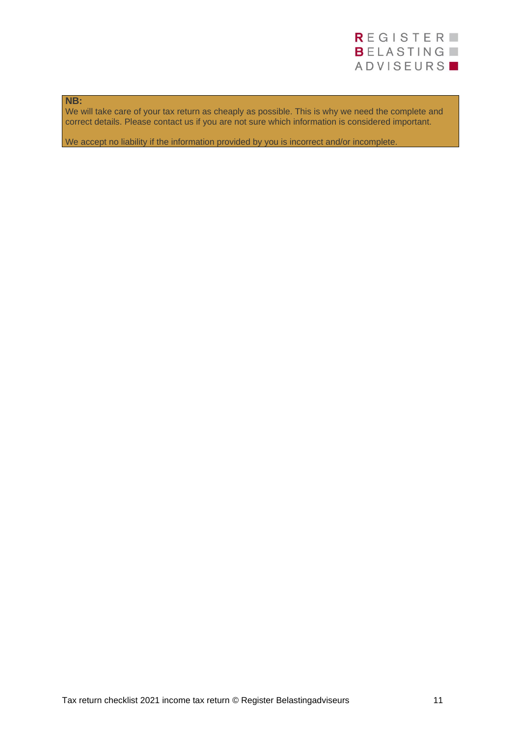**NB:**

We will take care of your tax return as cheaply as possible. This is why we need the complete and correct details. Please contact us if you are not sure which information is considered important.

We accept no liability if the information provided by you is incorrect and/or incomplete.